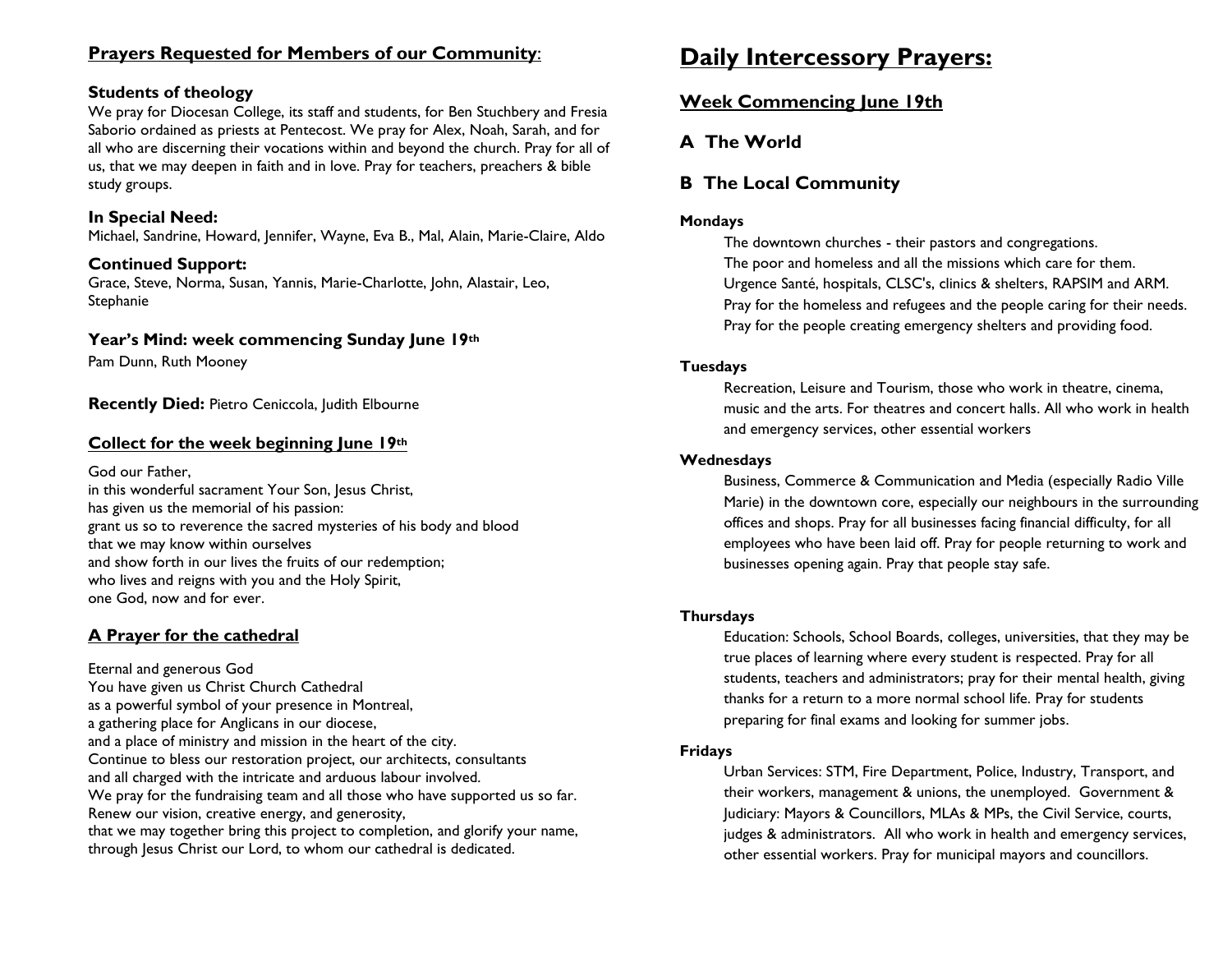## Prayers Requested for Members of our Community:

### Students of theology

We pray for Diocesan College, its staff and students, for Ben Stuchbery and Fresia Saborio ordained as priests at Pentecost. We pray for Alex, Noah, Sarah, and for all who are discerning their vocations within and beyond the church. Pray for all of us, that we may deepen in faith and in love. Pray for teachers, preachers & bible study groups.

### In Special Need:

Michael, Sandrine, Howard, Jennifer, Wayne, Eva B., Mal, Alain, Marie-Claire, Aldo

### Continued Support:

Grace, Steve, Norma, Susan, Yannis, Marie-Charlotte, John, Alastair, Leo, Stephanie

### Year's Mind: week commencing Sunday June 19th

Pam Dunn, Ruth Mooney

**Recently Died:** Pietro Ceniccola, Judith Elbourne

## Collect for the week beginning June 19th

God our Father,
in this wonderful sacrament Your Son, Jesus Christ,
has given us the memorial of his passion:
grant us so to reverence the sacred mysteries of his body and blood
that we may know within ourselves
and show forth in our lives the fruits of our redemption;
who lives and reigns with you and the Holy Spirit,
one God, now and for ever.

## A Prayer for the cathedral

Eternal and generous God
You have given us Christ Church Cathedral
as a powerful symbol of your presence in Montreal,
a gathering place for Anglicans in our diocese,
and a place of ministry and mission in the heart of the city.
Continue to bless our restoration project, our architects, consultants
and all charged with the intricate and arduous labour involved.
We pray for the fundraising team and all those who have supported us so far.
Renew our vision, creative energy, and generosity,
that we may together bring this project to completion, and glorify your name,
through Jesus Christ our Lord, to whom our cathedral is dedicated.

# Daily Intercessory Prayers:

## Week Commencing June 19th

## A The World

## B The Local Community

**Mondays**

The downtown churches - their pastors and congregations.
The poor and homeless and all the missions which care for them.
Urgence Santé, hospitals, CLSC's, clinics & shelters, RAPSIM and ARM.
Pray for the homeless and refugees and the people caring for their needs.
Pray for the people creating emergency shelters and providing food.

**Tuesdays**

Recreation, Leisure and Tourism, those who work in theatre, cinema, music and the arts. For theatres and concert halls. All who work in health and emergency services, other essential workers

**Wednesdays**

Business, Commerce & Communication and Media (especially Radio Ville Marie) in the downtown core, especially our neighbours in the surrounding offices and shops. Pray for all businesses facing financial difficulty, for all employees who have been laid off. Pray for people returning to work and businesses opening again. Pray that people stay safe.

**Thursdays**

Education: Schools, School Boards, colleges, universities, that they may be true places of learning where every student is respected. Pray for all students, teachers and administrators; pray for their mental health, giving thanks for a return to a more normal school life. Pray for students preparing for final exams and looking for summer jobs.

**Fridays**

Urban Services: STM, Fire Department, Police, Industry, Transport, and their workers, management & unions, the unemployed. Government & Judiciary: Mayors & Councillors, MLAs & MPs, the Civil Service, courts, judges & administrators. All who work in health and emergency services, other essential workers. Pray for municipal mayors and councillors.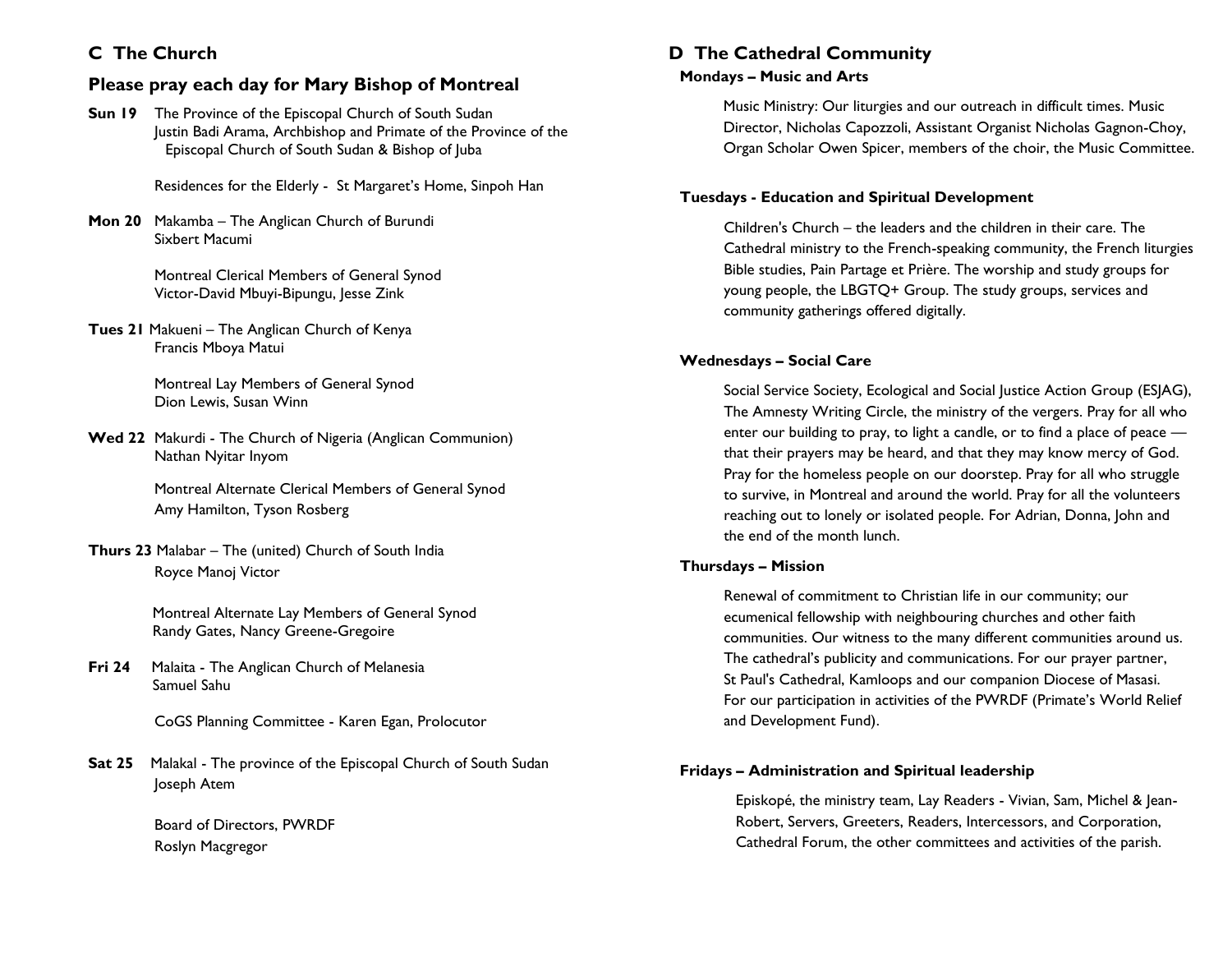## C The Church

### Please pray each day for Mary Bishop of Montreal

**Sun 19** The Province of the Episcopal Church of South Sudan
Justin Badi Arama, Archbishop and Primate of the Province of the Episcopal Church of South Sudan & Bishop of Juba

Residences for the Elderly - St Margaret's Home, Sinpoh Han

**Mon 20** Makamba – The Anglican Church of Burundi
Sixbert Macumi

Montreal Clerical Members of General Synod
Victor-David Mbuyi-Bipungu, Jesse Zink

**Tues 21** Makueni – The Anglican Church of Kenya
Francis Mboya Matui

Montreal Lay Members of General Synod
Dion Lewis, Susan Winn

**Wed 22** Makurdi - The Church of Nigeria (Anglican Communion)
Nathan Nyitar Inyom

Montreal Alternate Clerical Members of General Synod
Amy Hamilton, Tyson Rosberg

**Thurs 23** Malabar – The (united) Church of South India
Royce Manoj Victor

Montreal Alternate Lay Members of General Synod
Randy Gates, Nancy Greene-Gregoire

**Fri 24** Malaita - The Anglican Church of Melanesia
Samuel Sahu

CoGS Planning Committee - Karen Egan, Prolocutor

**Sat 25** Malakal - The province of the Episcopal Church of South Sudan
Joseph Atem

Board of Directors, PWRDF
Roslyn Macgregor

## D The Cathedral Community

### Mondays – Music and Arts

Music Ministry: Our liturgies and our outreach in difficult times. Music Director, Nicholas Capozzoli, Assistant Organist Nicholas Gagnon-Choy, Organ Scholar Owen Spicer, members of the choir, the Music Committee.

### Tuesdays - Education and Spiritual Development

Children's Church – the leaders and the children in their care. The Cathedral ministry to the French-speaking community, the French liturgies Bible studies, Pain Partage et Prière. The worship and study groups for young people, the LBGTQ+ Group. The study groups, services and community gatherings offered digitally.

### Wednesdays – Social Care

Social Service Society, Ecological and Social Justice Action Group (ESJAG), The Amnesty Writing Circle, the ministry of the vergers. Pray for all who enter our building to pray, to light a candle, or to find a place of peace — that their prayers may be heard, and that they may know mercy of God. Pray for the homeless people on our doorstep. Pray for all who struggle to survive, in Montreal and around the world. Pray for all the volunteers reaching out to lonely or isolated people. For Adrian, Donna, John and the end of the month lunch.

### Thursdays – Mission

Renewal of commitment to Christian life in our community; our ecumenical fellowship with neighbouring churches and other faith communities. Our witness to the many different communities around us. The cathedral's publicity and communications. For our prayer partner, St Paul's Cathedral, Kamloops and our companion Diocese of Masasi. For our participation in activities of the PWRDF (Primate's World Relief and Development Fund).

### Fridays – Administration and Spiritual leadership

Episkopé, the ministry team, Lay Readers - Vivian, Sam, Michel & Jean-Robert, Servers, Greeters, Readers, Intercessors, and Corporation, Cathedral Forum, the other committees and activities of the parish.